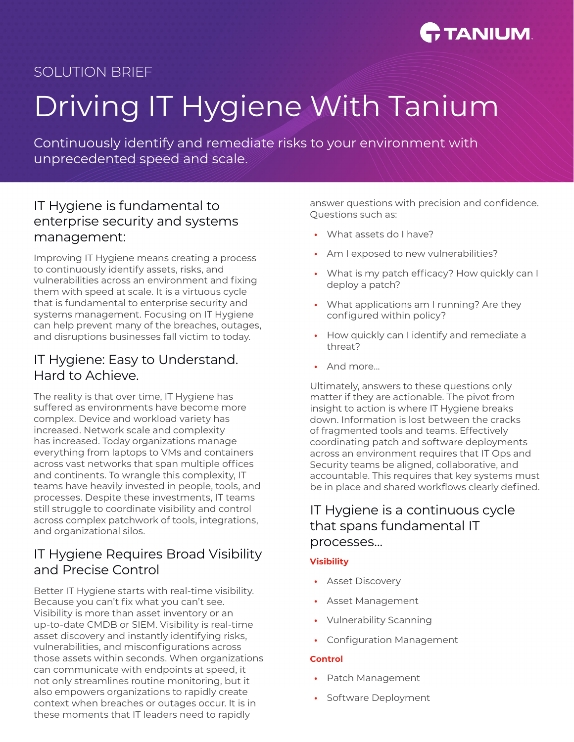TANIUM

SOLUTION BRIEF

# Driving IT Hygiene With Tanium

Continuously identify and remediate risks to your environment with unprecedented speed and scale.

## IT Hygiene is fundamental to enterprise security and systems management:

Improving IT Hygiene means creating a process to continuously identify assets, risks, and vulnerabilities across an environment and fixing them with speed at scale. It is a virtuous cycle that is fundamental to enterprise security and systems management. Focusing on IT Hygiene can help prevent many of the breaches, outages, and disruptions businesses fall victim to today.

## IT Hygiene: Easy to Understand. Hard to Achieve.

The reality is that over time, IT Hygiene has suffered as environments have become more complex. Device and workload variety has increased. Network scale and complexity has increased. Today organizations manage everything from laptops to VMs and containers across vast networks that span multiple offices and continents. To wrangle this complexity, IT teams have heavily invested in people, tools, and processes. Despite these investments, IT teams still struggle to coordinate visibility and control across complex patchwork of tools, integrations, and organizational silos.

## IT Hygiene Requires Broad Visibility and Precise Control

Better IT Hygiene starts with real-time visibility. Because you can't fix what you can't see. Visibility is more than asset inventory or an up-to-date CMDB or SIEM. Visibility is real-time asset discovery and instantly identifying risks, vulnerabilities, and misconfigurations across those assets within seconds. When organizations can communicate with endpoints at speed, it not only streamlines routine monitoring, but it also empowers organizations to rapidly create context when breaches or outages occur. It is in these moments that IT leaders need to rapidly answer questions with precision and confidence. Questions such as:

- What assets do I have?
- Am I exposed to new vulnerabilities?
- What is my patch efficacy? How quickly can I deploy a patch?
- What applications am I running? Are they configured within policy?
- How quickly can I identify and remediate a threat?
- And more...

Ultimately, answers to these questions only matter if they are actionable. The pivot from insight to action is where IT Hygiene breaks down. Information is lost between the cracks of fragmented tools and teams. Effectively coordinating patch and software deployments across an environment requires that IT Ops and Security teams be aligned, collaborative, and accountable. This requires that key systems must be in place and shared workflows clearly defined.

## IT Hygiene is a continuous cycle that spans fundamental IT processes...

**Visibility**

- Asset Discovery
- Asset Management
- Vulnerability Scanning
- Configuration Management

**Control**

- Patch Management
- Software Deployment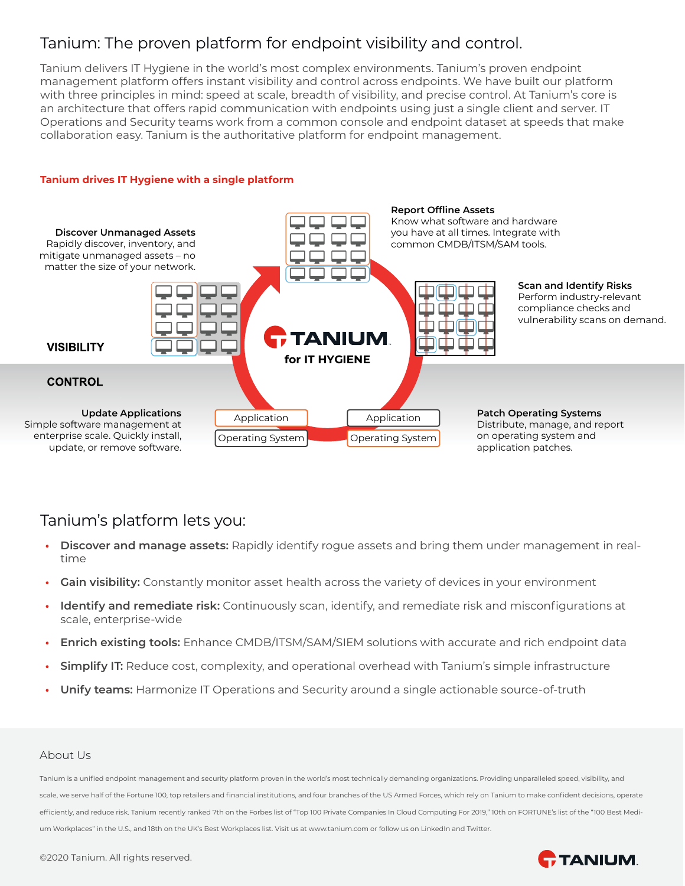# Tanium: The proven platform for endpoint visibility and control.

Tanium delivers IT Hygiene in the world's most complex environments. Tanium's proven endpoint management platform offers instant visibility and control across endpoints. We have built our platform with three principles in mind: speed at scale, breadth of visibility, and precise control. At Tanium's core is an architecture that offers rapid communication with endpoints using just a single client and server. IT Operations and Security teams work from a common console and endpoint dataset at speeds that make collaboration easy. Tanium is the authoritative platform for endpoint management.

**Tanium drives IT Hygiene with a single platform**

**Discover Unmanaged Assets**
Rapidly discover, inventory, and mitigate unmanaged assets – no matter the size of your network.

**Report Offline Assets**
Know what software and hardware you have at all times. Integrate with common CMDB/ITSM/SAM tools.

**Scan and Identify Risks**
Perform industry-relevant compliance checks and vulnerability scans on demand.

**VISIBILITY**

TANIUM
for IT HYGIENE

**CONTROL**

**Update Applications**
Simple software management at enterprise scale. Quickly install, update, or remove software.

Application
Operating System

Application
Operating System

**Patch Operating Systems**
Distribute, manage, and report on operating system and application patches.

## Tanium's platform lets you:

- **Discover and manage assets:** Rapidly identify rogue assets and bring them under management in real-time
- **Gain visibility:** Constantly monitor asset health across the variety of devices in your environment
- **Identify and remediate risk:** Continuously scan, identify, and remediate risk and misconfigurations at scale, enterprise-wide
- **Enrich existing tools:** Enhance CMDB/ITSM/SAM/SIEM solutions with accurate and rich endpoint data
- **Simplify IT:** Reduce cost, complexity, and operational overhead with Tanium's simple infrastructure
- **Unify teams:** Harmonize IT Operations and Security around a single actionable source-of-truth

### About Us

Tanium is a unified endpoint management and security platform proven in the world's most technically demanding organizations. Providing unparalleled speed, visibility, and scale, we serve half of the Fortune 100, top retailers and financial institutions, and four branches of the US Armed Forces, which rely on Tanium to make confident decisions, operate efficiently, and reduce risk. Tanium recently ranked 7th on the Forbes list of "Top 100 Private Companies In Cloud Computing For 2019," 10th on FORTUNE's list of the "100 Best Medium Workplaces" in the U.S., and 18th on the UK's Best Workplaces list. Visit us at www.tanium.com or follow us on LinkedIn and Twitter.

©2020 Tanium. All rights reserved.

TANIUM.